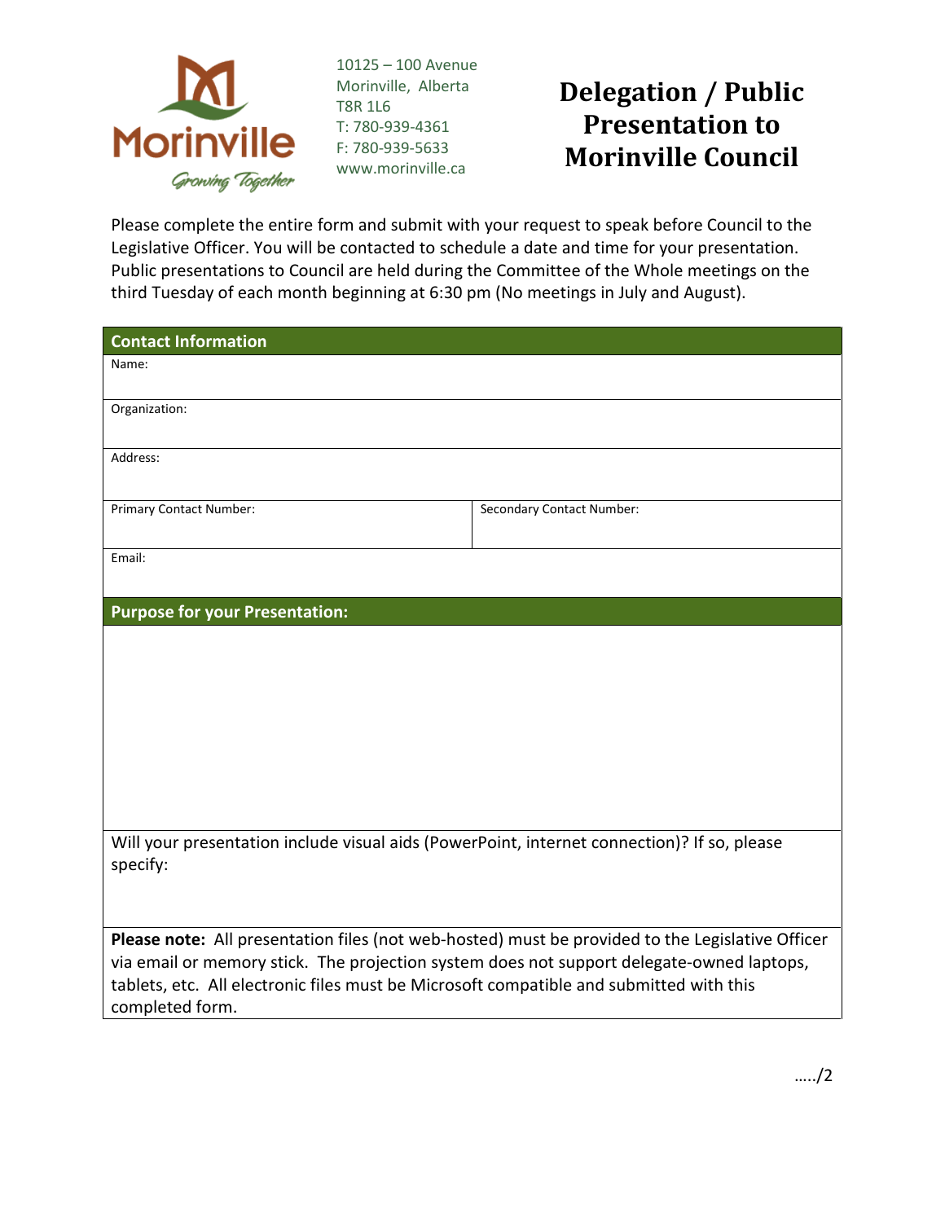Morinville

*Growing Together*

10125 – 100 Avenue
Morinville, Alberta
T8R 1L6
T: 780-939-4361
F: 780-939-5633
www.morinville.ca

# Delegation / Public Presentation to Morinville Council

Please complete the entire form and submit with your request to speak before Council to the Legislative Officer. You will be contacted to schedule a date and time for your presentation. Public presentations to Council are held during the Committee of the Whole meetings on the third Tuesday of each month beginning at 6:30 pm (No meetings in July and August).

| **Contact Information** | |
|---|---|
| Name: | |
| Organization: | |
| Address: | |
| Primary Contact Number: | Secondary Contact Number: |
| Email: | |

| **Purpose for your Presentation:** |
|---|
| |
| Will your presentation include visual aids (PowerPoint, internet connection)? If so, please specify: |
| **Please note:** All presentation files (not web-hosted) must be provided to the Legislative Officer via email or memory stick. The projection system does not support delegate-owned laptops, tablets, etc. All electronic files must be Microsoft compatible and submitted with this completed form. |

…../2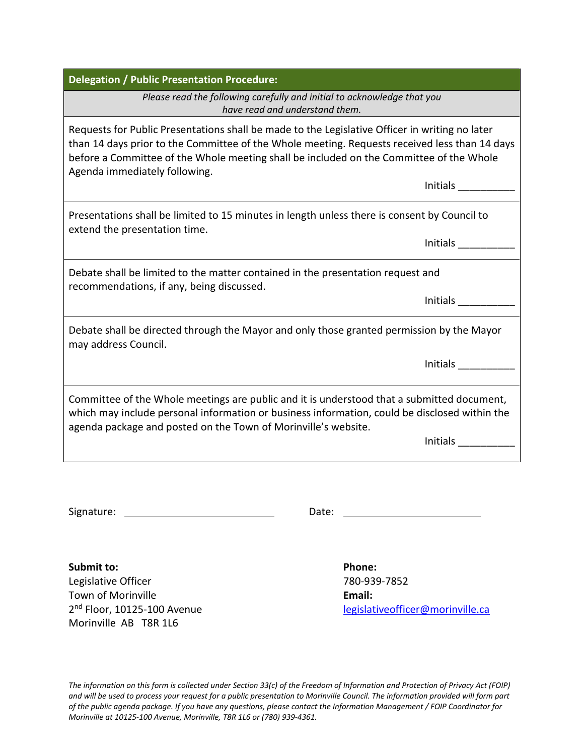| Delegation / Public Presentation Procedure: |
| --- |
| *Please read the following carefully and initial to acknowledge that you have read and understand them.* |
| Requests for Public Presentations shall be made to the Legislative Officer in writing no later than 14 days prior to the Committee of the Whole meeting. Requests received less than 14 days before a Committee of the Whole meeting shall be included on the Committee of the Whole Agenda immediately following. Initials __________ |
| Presentations shall be limited to 15 minutes in length unless there is consent by Council to extend the presentation time. Initials __________ |
| Debate shall be limited to the matter contained in the presentation request and recommendations, if any, being discussed. Initials __________ |
| Debate shall be directed through the Mayor and only those granted permission by the Mayor may address Council. Initials __________ |
| Committee of the Whole meetings are public and it is understood that a submitted document, which may include personal information or business information, could be disclosed within the agenda package and posted on the Town of Morinville's website. Initials __________ |

Signature: ____________________________ Date: __________________________

**Submit to:**
Legislative Officer
Town of Morinville
2nd Floor, 10125-100 Avenue
Morinville AB T8R 1L6

**Phone:**
780-939-7852
**Email:**
legislativeofficer@morinville.ca

*The information on this form is collected under Section 33(c) of the Freedom of Information and Protection of Privacy Act (FOIP) and will be used to process your request for a public presentation to Morinville Council. The information provided will form part of the public agenda package. If you have any questions, please contact the Information Management / FOIP Coordinator for Morinville at 10125-100 Avenue, Morinville, T8R 1L6 or (780) 939-4361.*